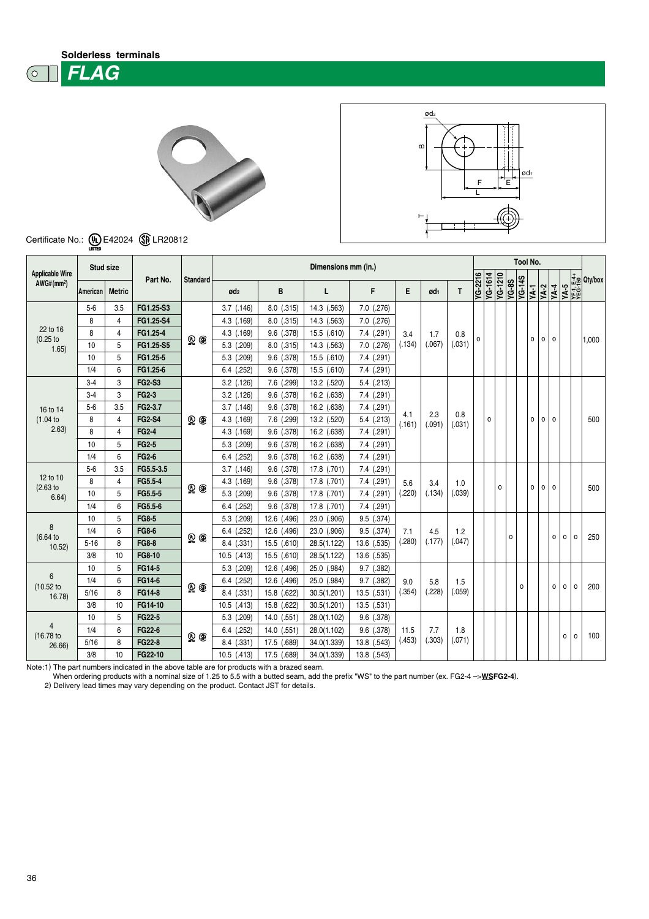Solderless terminals

# FLAG

Certificate No.: UL E42024 CSA LR20812

| Applicable Wire AWG# (mm²) | Stud size | | Part No. | Standard | Dimensions mm (in.) | | | | | | | Tool No. | | | | | | | | | | Qty/box |
|---|---|---|---|---|---|---|---|---|---|---|---|---|---|---|---|---|---|---|---|---|---|---|
| | American | Metric | | | ød2 | B | L | F | E | ød1 | T | YG-2216 | YG-1614 | YG-1210 | YG-8S | YG-14S | YA-1 | YA-2 | YA-4 | YA-5 | YF-1, F-4+ YEG-150 | |
| 22 to 16 (0.25 to 1.65) | 5-6 | 3.5 | FG1.25-S3 | UL CSA | 3.7 (.146) | 8.0 (.315) | 14.3 (.563) | 7.0 (.276) | 3.4 (.134) | 1.7 (.067) | 0.8 (.031) | o | | | | | o | o | o | | | 1,000 |
| | 8 | 4 | FG1.25-S4 | | 4.3 (.169) | 8.0 (.315) | 14.3 (.563) | 7.0 (.276) | | | | | | | | | | | | | | |
| | 8 | 4 | FG1.25-4 | | 4.3 (.169) | 9.6 (.378) | 15.5 (.610) | 7.4 (.291) | | | | | | | | | | | | | | |
| | 10 | 5 | FG1.25-S5 | | 5.3 (.209) | 8.0 (.315) | 14.3 (.563) | 7.0 (.276) | | | | | | | | | | | | | | |
| | 10 | 5 | FG1.25-5 | | 5.3 (.209) | 9.6 (.378) | 15.5 (.610) | 7.4 (.291) | | | | | | | | | | | | | | |
| | 1/4 | 6 | FG1.25-6 | | 6.4 (.252) | 9.6 (.378) | 15.5 (.610) | 7.4 (.291) | | | | | | | | | | | | | | |
| 16 to 14 (1.04 to 2.63) | 3-4 | 3 | FG2-S3 | UL CSA | 3.2 (.126) | 7.6 (.299) | 13.2 (.520) | 5.4 (.213) | 4.1 (.161) | 2.3 (.091) | 0.8 (.031) | | o | | | | o | o | o | | | 500 |
| | 3-4 | 3 | FG2-3 | | 3.2 (.126) | 9.6 (.378) | 16.2 (.638) | 7.4 (.291) | | | | | | | | | | | | | | |
| | 5-6 | 3.5 | FG2-3.7 | | 3.7 (.146) | 9.6 (.378) | 16.2 (.638) | 7.4 (.291) | | | | | | | | | | | | | | |
| | 8 | 4 | FG2-S4 | | 4.3 (.169) | 7.6 (.299) | 13.2 (.520) | 5.4 (.213) | | | | | | | | | | | | | | |
| | 8 | 4 | FG2-4 | | 4.3 (.169) | 9.6 (.378) | 16.2 (.638) | 7.4 (.291) | | | | | | | | | | | | | | |
| | 10 | 5 | FG2-5 | | 5.3 (.209) | 9.6 (.378) | 16.2 (.638) | 7.4 (.291) | | | | | | | | | | | | | | |
| | 1/4 | 6 | FG2-6 | | 6.4 (.252) | 9.6 (.378) | 16.2 (.638) | 7.4 (.291) | | | | | | | | | | | | | | |
| 12 to 10 (2.63 to 6.64) | 5-6 | 3.5 | FG5.5-3.5 | UL CSA | 3.7 (.146) | 9.6 (.378) | 17.8 (.701) | 7.4 (.291) | 5.6 (.220) | 3.4 (.134) | 1.0 (.039) | | | o | | | o | o | o | | | 500 |
| | 8 | 4 | FG5.5-4 | | 4.3 (.169) | 9.6 (.378) | 17.8 (.701) | 7.4 (.291) | | | | | | | | | | | | | | |
| | 10 | 5 | FG5.5-5 | | 5.3 (.209) | 9.6 (.378) | 17.8 (.701) | 7.4 (.291) | | | | | | | | | | | | | | |
| | 1/4 | 6 | FG5.5-6 | | 6.4 (.252) | 9.6 (.378) | 17.8 (.701) | 7.4 (.291) | | | | | | | | | | | | | | |
| 8 (6.64 to 10.52) | 10 | 5 | FG8-5 | UL CSA | 5.3 (.209) | 12.6 (.496) | 23.0 (.906) | 9.5 (.374) | 7.1 (.280) | 4.5 (.177) | 1.2 (.047) | | | | o | | | | o | o | o | 250 |
| | 1/4 | 6 | FG8-6 | | 6.4 (.252) | 12.6 (.496) | 23.0 (.906) | 9.5 (.374) | | | | | | | | | | | | | | |
| | 5-16 | 8 | FG8-8 | | 8.4 (.331) | 15.5 (.610) | 28.5(1.122) | 13.6 (.535) | | | | | | | | | | | | | | |
| | 3/8 | 10 | FG8-10 | | 10.5 (.413) | 15.5 (.610) | 28.5(1.122) | 13.6 (.535) | | | | | | | | | | | | | | |
| 6 (10.52 to 16.78) | 10 | 5 | FG14-5 | UL CSA | 5.3 (.209) | 12.6 (.496) | 25.0 (.984) | 9.7 (.382) | 9.0 (.354) | 5.8 (.228) | 1.5 (.059) | | | | | o | | | o | o | o | 200 |
| | 1/4 | 6 | FG14-6 | | 6.4 (.252) | 12.6 (.496) | 25.0 (.984) | 9.7 (.382) | | | | | | | | | | | | | | |
| | 5/16 | 8 | FG14-8 | | 8.4 (.331) | 15.8 (.622) | 30.5(1.201) | 13.5 (.531) | | | | | | | | | | | | | | |
| | 3/8 | 10 | FG14-10 | | 10.5 (.413) | 15.8 (.622) | 30.5(1.201) | 13.5 (.531) | | | | | | | | | | | | | | |
| 4 (16.78 to 26.66) | 10 | 5 | FG22-5 | UL CSA | 5.3 (.209) | 14.0 (.551) | 28.0(1.102) | 9.6 (.378) | 11.5 (.453) | 7.7 (.303) | 1.8 (.071) | | | | | | | | | o | o | 100 |
| | 1/4 | 6 | FG22-6 | | 6.4 (.252) | 14.0 (.551) | 28.0(1.102) | 9.6 (.378) | | | | | | | | | | | | | | |
| | 5/16 | 8 | FG22-8 | | 8.4 (.331) | 17.5 (.689) | 34.0(1.339) | 13.8 (.543) | | | | | | | | | | | | | | |
| | 3/8 | 10 | FG22-10 | | 10.5 (.413) | 17.5 (.689) | 34.0(1.339) | 13.8 (.543) | | | | | | | | | | | | | | |

Note:1) The part numbers indicated in the above table are for products with a brazed seam.
When ordering products with a nominal size of 1.25 to 5.5 with a butted seam, add the prefix "WS" to the part number (ex. FG2-4 –>**WSFG2-4**).
2) Delivery lead times may vary depending on the product. Contact JST for details.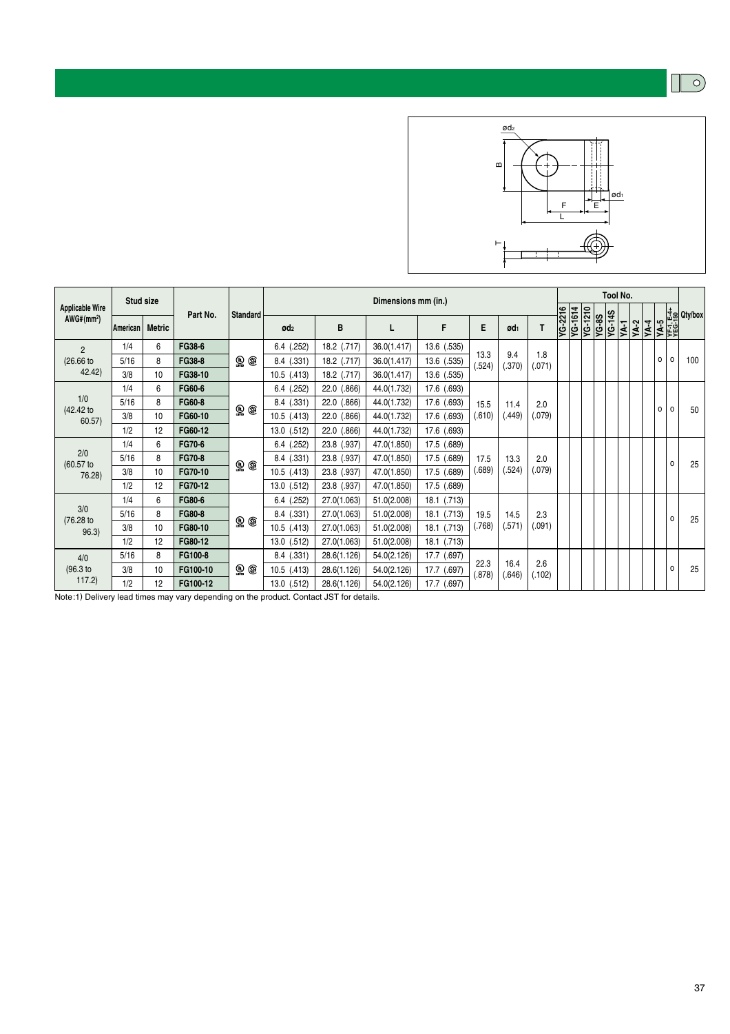| Applicable Wire AWG#($mm^2$) | Stud size |  | Part No. | Standard | Dimensions mm (in.) |  |  |  |  |  |  | Tool No. |  |  |  |  |  |  |  |  |  | Qty/box |
|---|---|---|---|---|---|---|---|---|---|---|---|---|---|---|---|---|---|---|---|---|---|---|
|  | American | Metric |  |  | ød2 | B | L | F | E | ød1 | T | YG-2216 | YG-1614 | YG-1210 | YG-8S | YG-14S | YA-1 | YA-2 | YA-4 | YA-5 | YF-1, E4+ YEG-150 |  |
| 2 (26.66 to 42.42) | 1/4 | 6 | FG38-6 | UL CSA | 6.4 (.252) | 18.2 (.717) | 36.0(1.417) | 13.6 (.535) | 13.3 (.524) | 9.4 (.370) | 1.8 (.071) |  |  |  |  |  |  |  |  | o | o | 100 |
|  | 5/16 | 8 | FG38-8 |  | 8.4 (.331) | 18.2 (.717) | 36.0(1.417) | 13.6 (.535) |  |  |  |  |  |  |  |  |  |  |  |  |  |  |
|  | 3/8 | 10 | FG38-10 |  | 10.5 (.413) | 18.2 (.717) | 36.0(1.417) | 13.6 (.535) |  |  |  |  |  |  |  |  |  |  |  |  |  |  |
| 1/0 (42.42 to 60.57) | 1/4 | 6 | FG60-6 | UL CSA | 6.4 (.252) | 22.0 (.866) | 44.0(1.732) | 17.6 (.693) | 15.5 (.610) | 11.4 (.449) | 2.0 (.079) |  |  |  |  |  |  |  |  | o | o | 50 |
|  | 5/16 | 8 | FG60-8 |  | 8.4 (.331) | 22.0 (.866) | 44.0(1.732) | 17.6 (.693) |  |  |  |  |  |  |  |  |  |  |  |  |  |  |
|  | 3/8 | 10 | FG60-10 |  | 10.5 (.413) | 22.0 (.866) | 44.0(1.732) | 17.6 (.693) |  |  |  |  |  |  |  |  |  |  |  |  |  |  |
|  | 1/2 | 12 | FG60-12 |  | 13.0 (.512) | 22.0 (.866) | 44.0(1.732) | 17.6 (.693) |  |  |  |  |  |  |  |  |  |  |  |  |  |  |
| 2/0 (60.57 to 76.28) | 1/4 | 6 | FG70-6 | UL CSA | 6.4 (.252) | 23.8 (.937) | 47.0(1.850) | 17.5 (.689) | 17.5 (.689) | 13.3 (.524) | 2.0 (.079) |  |  |  |  |  |  |  |  |  | o | 25 |
|  | 5/16 | 8 | FG70-8 |  | 8.4 (.331) | 23.8 (.937) | 47.0(1.850) | 17.5 (.689) |  |  |  |  |  |  |  |  |  |  |  |  |  |  |
|  | 3/8 | 10 | FG70-10 |  | 10.5 (.413) | 23.8 (.937) | 47.0(1.850) | 17.5 (.689) |  |  |  |  |  |  |  |  |  |  |  |  |  |  |
|  | 1/2 | 12 | FG70-12 |  | 13.0 (.512) | 23.8 (.937) | 47.0(1.850) | 17.5 (.689) |  |  |  |  |  |  |  |  |  |  |  |  |  |  |
| 3/0 (76.28 to 96.3) | 1/4 | 6 | FG80-6 | UL CSA | 6.4 (.252) | 27.0(1.063) | 51.0(2.008) | 18.1 (.713) | 19.5 (.768) | 14.5 (.571) | 2.3 (.091) |  |  |  |  |  |  |  |  |  | o | 25 |
|  | 5/16 | 8 | FG80-8 |  | 8.4 (.331) | 27.0(1.063) | 51.0(2.008) | 18.1 (.713) |  |  |  |  |  |  |  |  |  |  |  |  |  |  |
|  | 3/8 | 10 | FG80-10 |  | 10.5 (.413) | 27.0(1.063) | 51.0(2.008) | 18.1 (.713) |  |  |  |  |  |  |  |  |  |  |  |  |  |  |
|  | 1/2 | 12 | FG80-12 |  | 13.0 (.512) | 27.0(1.063) | 51.0(2.008) | 18.1 (.713) |  |  |  |  |  |  |  |  |  |  |  |  |  |  |
| 4/0 (96.3 to 117.2) | 5/16 | 8 | FG100-8 | UL CSA | 8.4 (.331) | 28.6(1.126) | 54.0(2.126) | 17.7 (.697) | 22.3 (.878) | 16.4 (.646) | 2.6 (.102) |  |  |  |  |  |  |  |  |  | o | 25 |
|  | 3/8 | 10 | FG100-10 |  | 10.5 (.413) | 28.6(1.126) | 54.0(2.126) | 17.7 (.697) |  |  |  |  |  |  |  |  |  |  |  |  |  |  |
|  | 1/2 | 12 | FG100-12 |  | 13.0 (.512) | 28.6(1.126) | 54.0(2.126) | 17.7 (.697) |  |  |  |  |  |  |  |  |  |  |  |  |  |  |

Note:1) Delivery lead times may vary depending on the product. Contact JST for details.